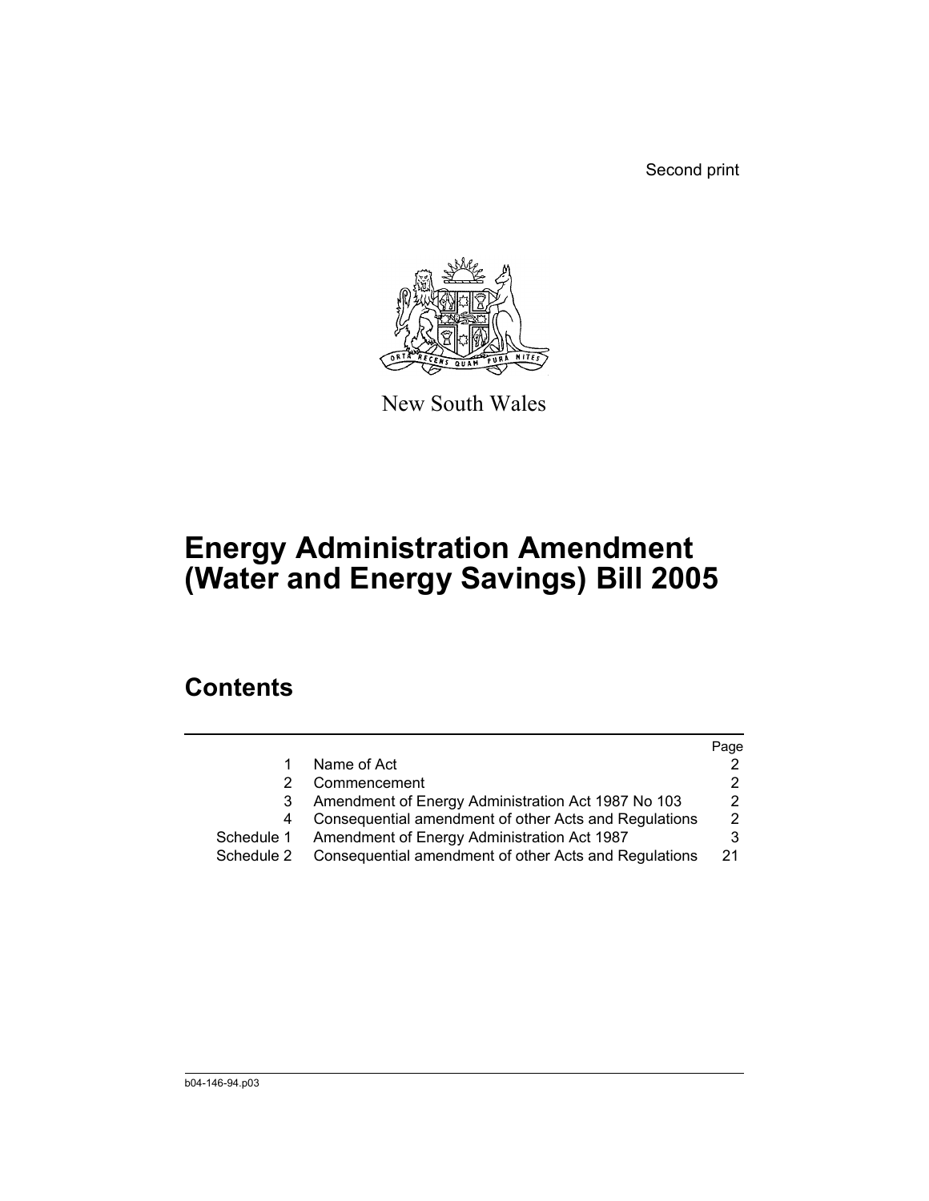Second print

New South Wales

# Energy Administration Amendment (Water and Energy Savings) Bill 2005

## Contents

| | | Page |
|---|---|---|
| 1 | Name of Act | 2 |
| 2 | Commencement | 2 |
| 3 | Amendment of Energy Administration Act 1987 No 103 | 2 |
| 4 | Consequential amendment of other Acts and Regulations | 2 |
| Schedule 1 | Amendment of Energy Administration Act 1987 | 3 |
| Schedule 2 | Consequential amendment of other Acts and Regulations | 21 |

b04-146-94.p03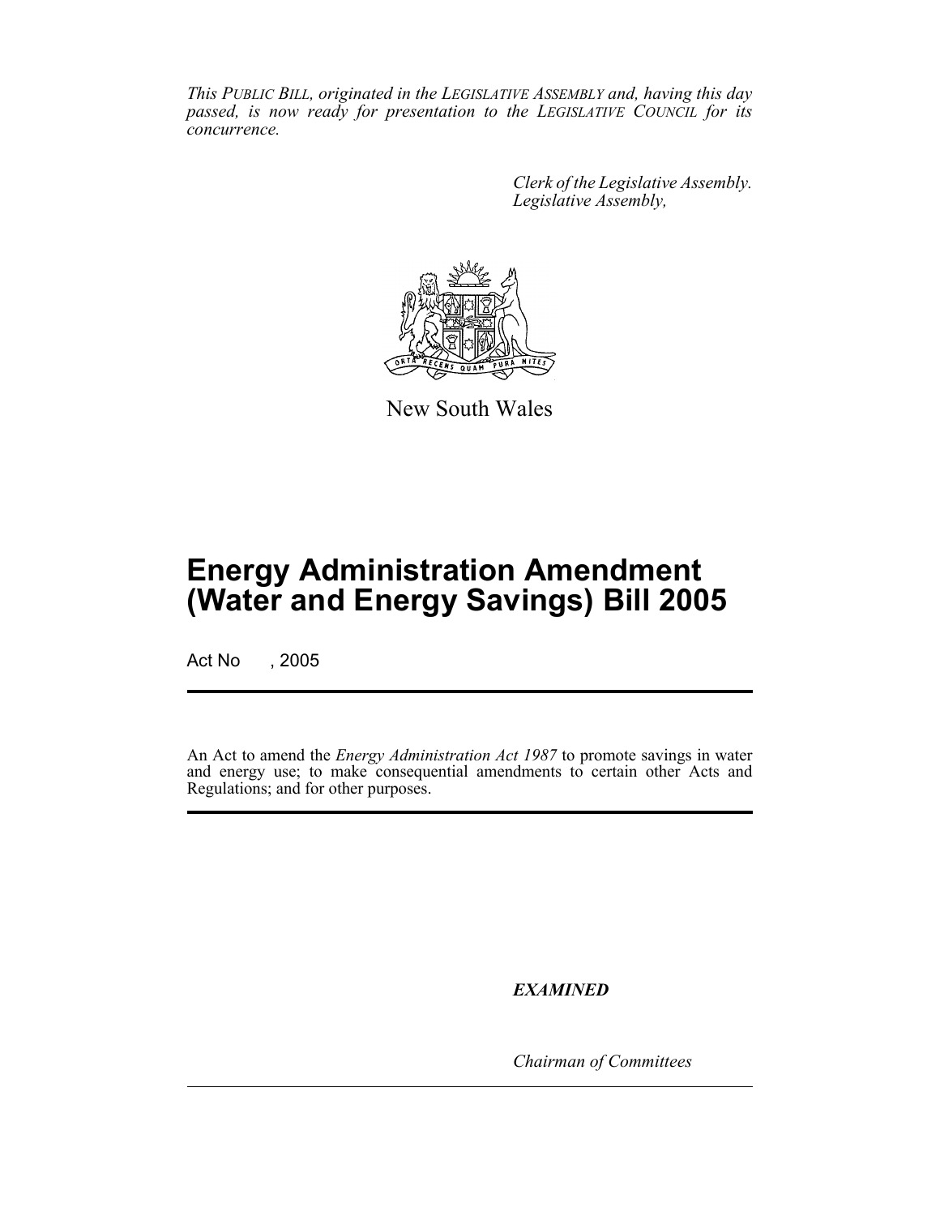*This PUBLIC BILL, originated in the LEGISLATIVE ASSEMBLY and, having this day passed, is now ready for presentation to the LEGISLATIVE COUNCIL for its concurrence.*

*Clerk of the Legislative Assembly.*
*Legislative Assembly,*

New South Wales

# Energy Administration Amendment (Water and Energy Savings) Bill 2005

Act No , 2005

An Act to amend the *Energy Administration Act 1987* to promote savings in water and energy use; to make consequential amendments to certain other Acts and Regulations; and for other purposes.

***EXAMINED***

*Chairman of Committees*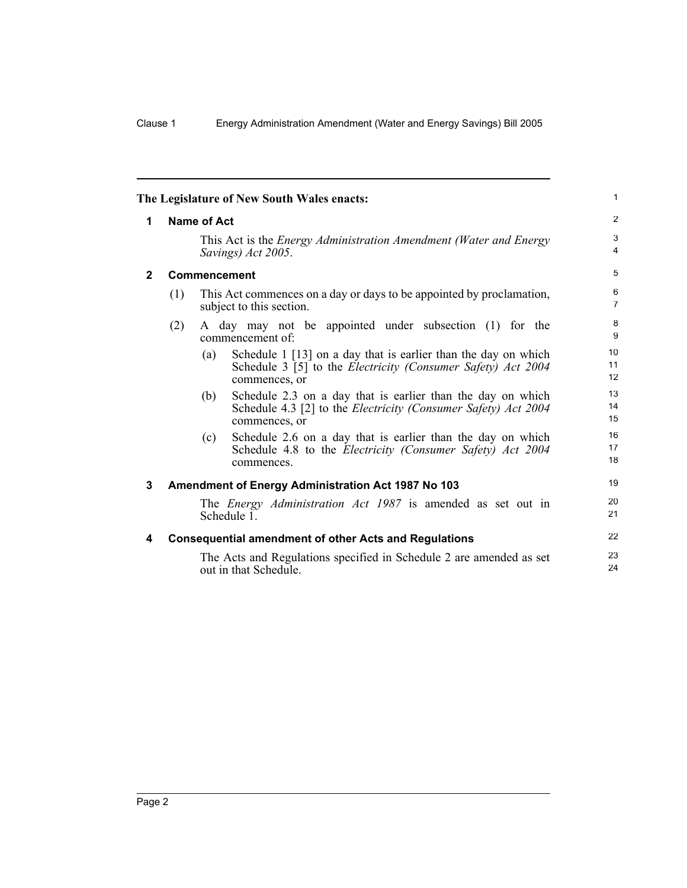**The Legislature of New South Wales enacts:**

## 1 Name of Act

This Act is the *Energy Administration Amendment (Water and Energy Savings) Act 2005*.

## 2 Commencement

(1) This Act commences on a day or days to be appointed by proclamation, subject to this section.

(2) A day may not be appointed under subsection (1) for the commencement of:

(a) Schedule 1 [13] on a day that is earlier than the day on which Schedule 3 [5] to the *Electricity (Consumer Safety) Act 2004* commences, or

(b) Schedule 2.3 on a day that is earlier than the day on which Schedule 4.3 [2] to the *Electricity (Consumer Safety) Act 2004* commences, or

(c) Schedule 2.6 on a day that is earlier than the day on which Schedule 4.8 to the *Electricity (Consumer Safety) Act 2004* commences.

## 3 Amendment of Energy Administration Act 1987 No 103

The *Energy Administration Act 1987* is amended as set out in Schedule 1.

## 4 Consequential amendment of other Acts and Regulations

The Acts and Regulations specified in Schedule 2 are amended as set out in that Schedule.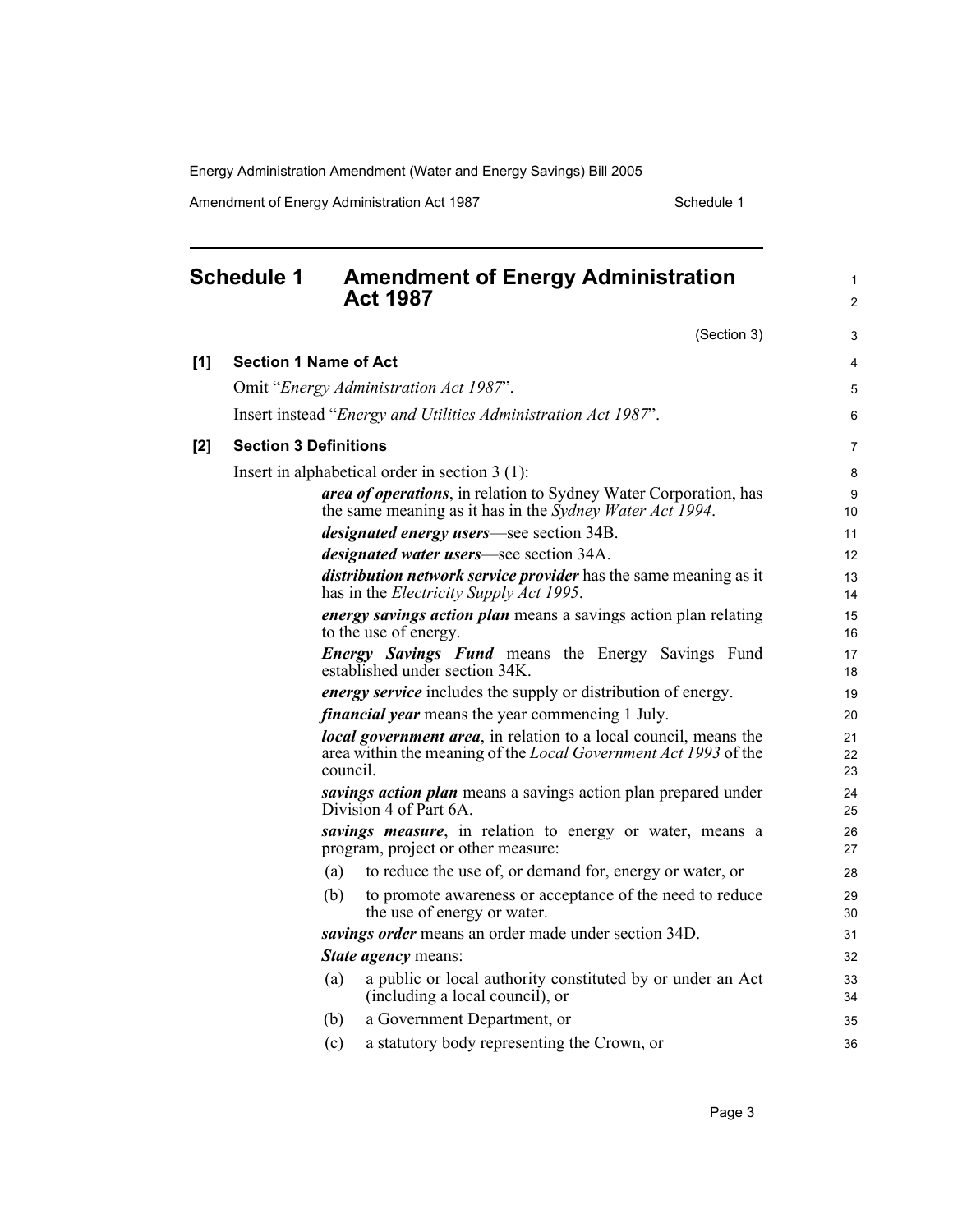# Schedule 1 Amendment of Energy Administration Act 1987

(Section 3)

**[1] Section 1 Name of Act**

Omit "*Energy Administration Act 1987*".

Insert instead "*Energy and Utilities Administration Act 1987*".

**[2] Section 3 Definitions**

Insert in alphabetical order in section 3 (1):

> ***area of operations***, in relation to Sydney Water Corporation, has the same meaning as it has in the *Sydney Water Act 1994*.
>
> ***designated energy users***—see section 34B.
>
> ***designated water users***—see section 34A.
>
> ***distribution network service provider*** has the same meaning as it has in the *Electricity Supply Act 1995*.
>
> ***energy savings action plan*** means a savings action plan relating to the use of energy.
>
> ***Energy Savings Fund*** means the Energy Savings Fund established under section 34K.
>
> ***energy service*** includes the supply or distribution of energy.
>
> ***financial year*** means the year commencing 1 July.
>
> ***local government area***, in relation to a local council, means the area within the meaning of the *Local Government Act 1993* of the council.
>
> ***savings action plan*** means a savings action plan prepared under Division 4 of Part 6A.
>
> ***savings measure***, in relation to energy or water, means a program, project or other measure:
>
> (a) to reduce the use of, or demand for, energy or water, or
>
> (b) to promote awareness or acceptance of the need to reduce the use of energy or water.
>
> ***savings order*** means an order made under section 34D.
>
> ***State agency*** means:
>
> (a) a public or local authority constituted by or under an Act (including a local council), or
>
> (b) a Government Department, or
>
> (c) a statutory body representing the Crown, or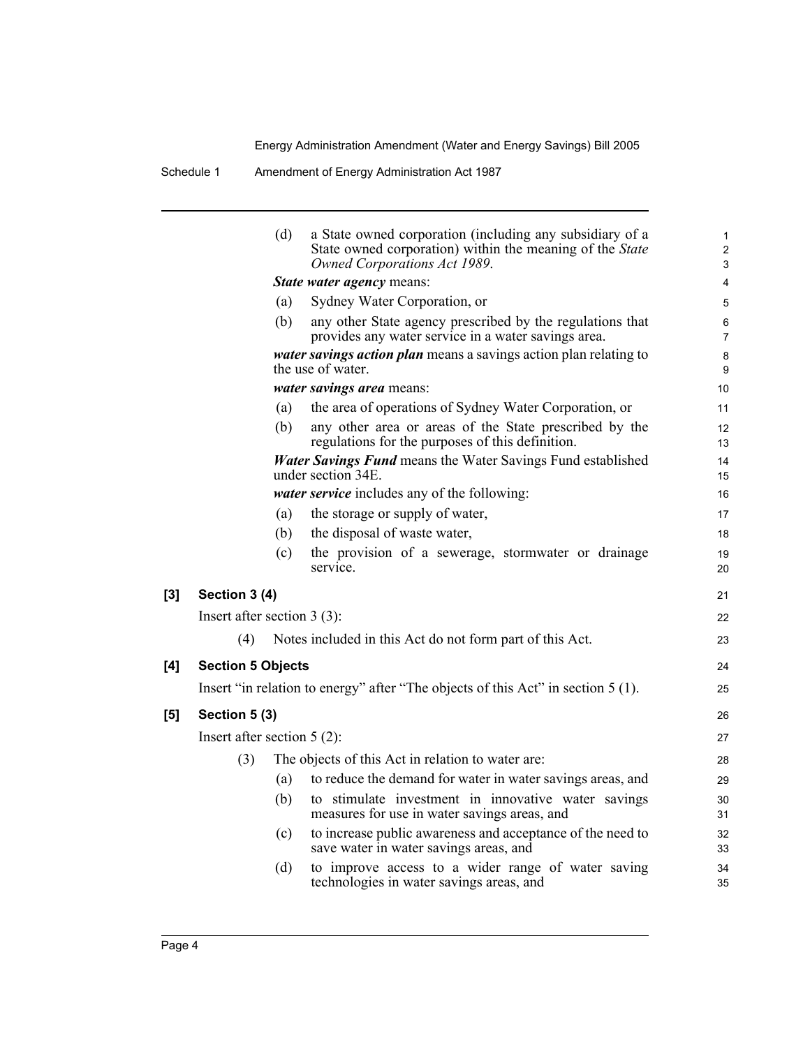(d) a State owned corporation (including any subsidiary of a State owned corporation) within the meaning of the *State Owned Corporations Act 1989*.

***State water agency*** means:

(a) Sydney Water Corporation, or

(b) any other State agency prescribed by the regulations that provides any water service in a water savings area.

***water savings action plan*** means a savings action plan relating to the use of water.

***water savings area*** means:

(a) the area of operations of Sydney Water Corporation, or

(b) any other area or areas of the State prescribed by the regulations for the purposes of this definition.

***Water Savings Fund*** means the Water Savings Fund established under section 34E.

***water service*** includes any of the following:

(a) the storage or supply of water,

(b) the disposal of waste water,

(c) the provision of a sewerage, stormwater or drainage service.

**[3] Section 3 (4)**

Insert after section 3 (3):

(4) Notes included in this Act do not form part of this Act.

**[4] Section 5 Objects**

Insert "in relation to energy" after "The objects of this Act" in section 5 (1).

**[5] Section 5 (3)**

Insert after section 5 (2):

(3) The objects of this Act in relation to water are:

(a) to reduce the demand for water in water savings areas, and

(b) to stimulate investment in innovative water savings measures for use in water savings areas, and

(c) to increase public awareness and acceptance of the need to save water in water savings areas, and

(d) to improve access to a wider range of water saving technologies in water savings areas, and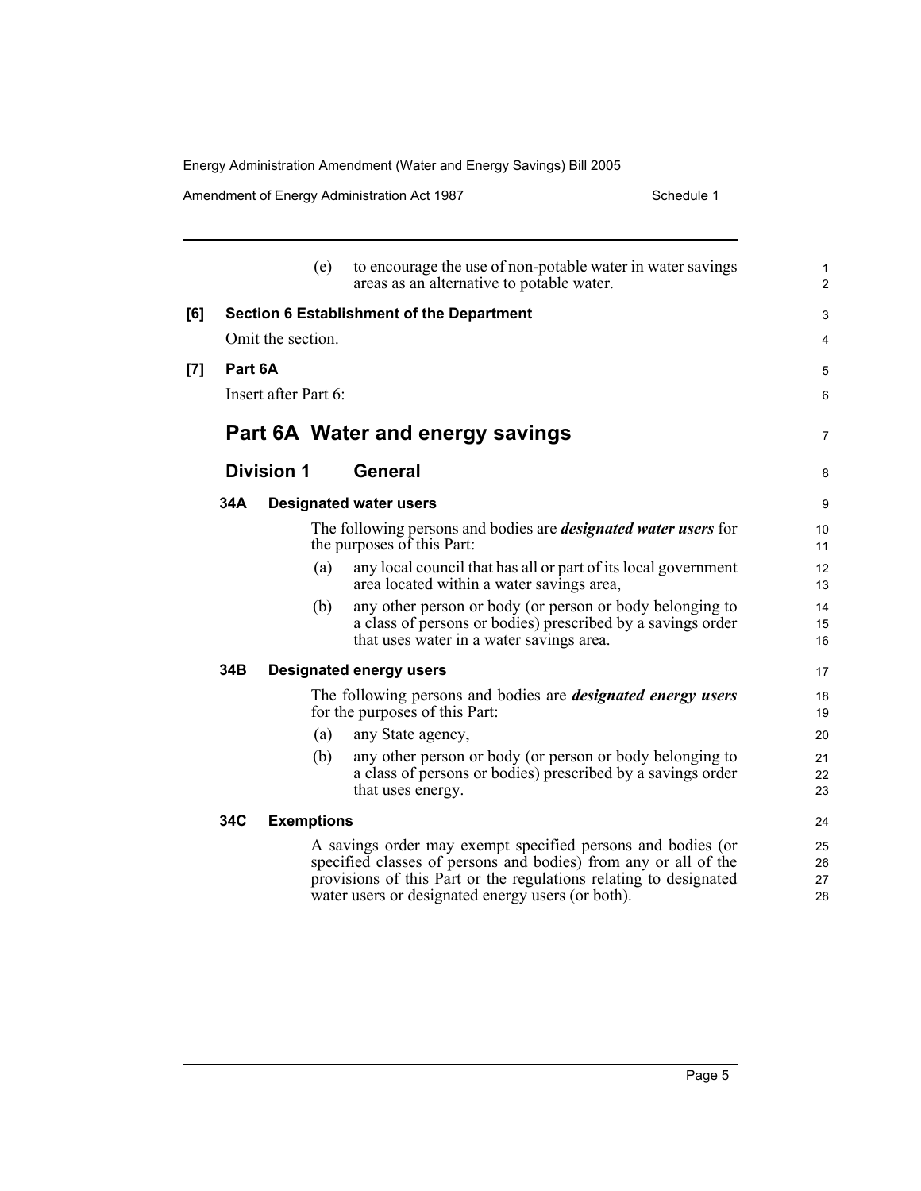(e) to encourage the use of non-potable water in water savings areas as an alternative to potable water.

**[6] Section 6 Establishment of the Department**

Omit the section.

**[7] Part 6A**

Insert after Part 6:

## Part 6A Water and energy savings

### Division 1 General

**34A Designated water users**

The following persons and bodies are ***designated water users*** for the purposes of this Part:

(a) any local council that has all or part of its local government area located within a water savings area,

(b) any other person or body (or person or body belonging to a class of persons or bodies) prescribed by a savings order that uses water in a water savings area.

**34B Designated energy users**

The following persons and bodies are ***designated energy users*** for the purposes of this Part:

(a) any State agency,

(b) any other person or body (or person or body belonging to a class of persons or bodies) prescribed by a savings order that uses energy.

**34C Exemptions**

A savings order may exempt specified persons and bodies (or specified classes of persons and bodies) from any or all of the provisions of this Part or the regulations relating to designated water users or designated energy users (or both).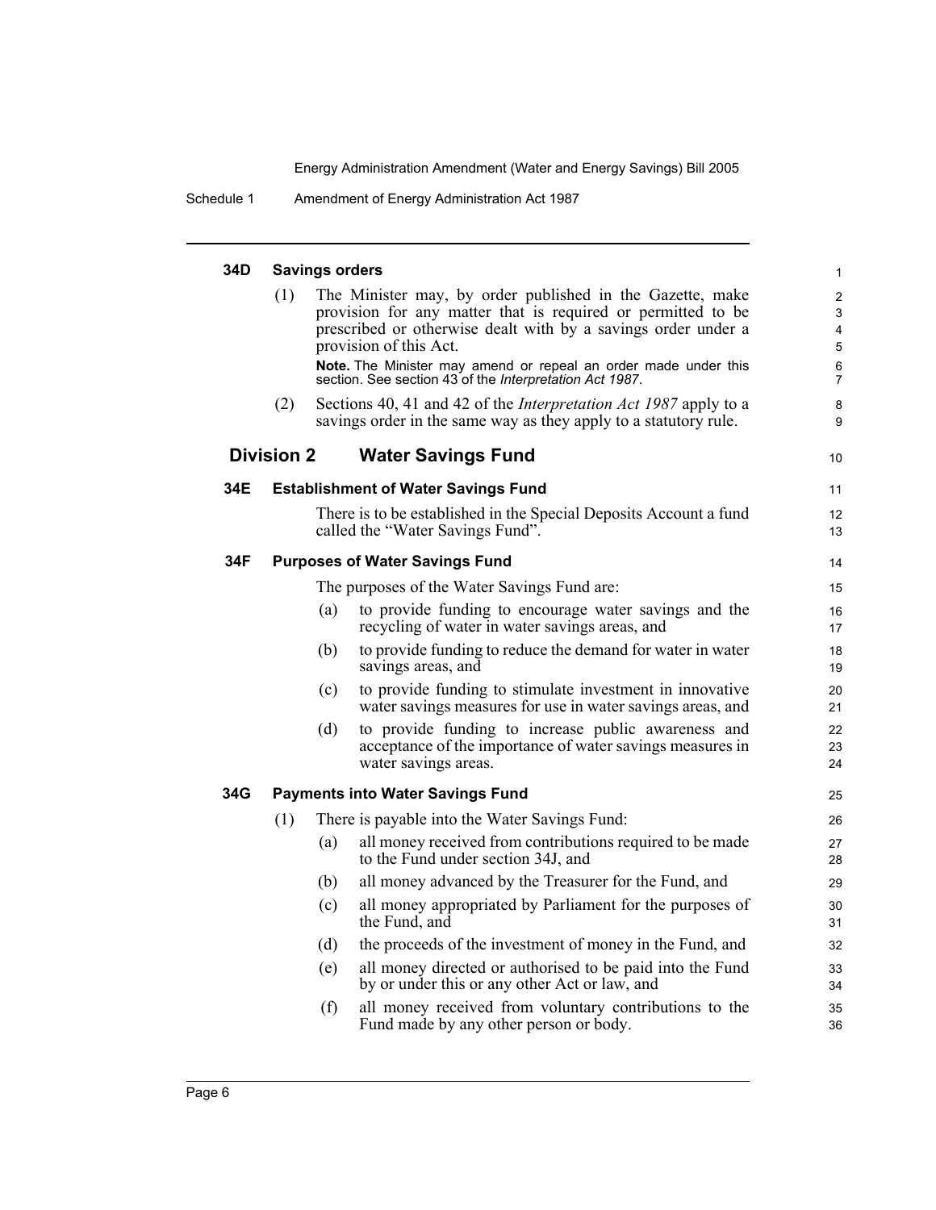#### 34D Savings orders

(1) The Minister may, by order published in the Gazette, make provision for any matter that is required or permitted to be prescribed or otherwise dealt with by a savings order under a provision of this Act.

**Note.** The Minister may amend or repeal an order made under this section. See section 43 of the *Interpretation Act 1987*.

(2) Sections 40, 41 and 42 of the *Interpretation Act 1987* apply to a savings order in the same way as they apply to a statutory rule.

### Division 2 Water Savings Fund

#### 34E Establishment of Water Savings Fund

There is to be established in the Special Deposits Account a fund called the "Water Savings Fund".

#### 34F Purposes of Water Savings Fund

The purposes of the Water Savings Fund are:

(a) to provide funding to encourage water savings and the recycling of water in water savings areas, and

(b) to provide funding to reduce the demand for water in water savings areas, and

(c) to provide funding to stimulate investment in innovative water savings measures for use in water savings areas, and

(d) to provide funding to increase public awareness and acceptance of the importance of water savings measures in water savings areas.

#### 34G Payments into Water Savings Fund

(1) There is payable into the Water Savings Fund:

(a) all money received from contributions required to be made to the Fund under section 34J, and

(b) all money advanced by the Treasurer for the Fund, and

(c) all money appropriated by Parliament for the purposes of the Fund, and

(d) the proceeds of the investment of money in the Fund, and

(e) all money directed or authorised to be paid into the Fund by or under this or any other Act or law, and

(f) all money received from voluntary contributions to the Fund made by any other person or body.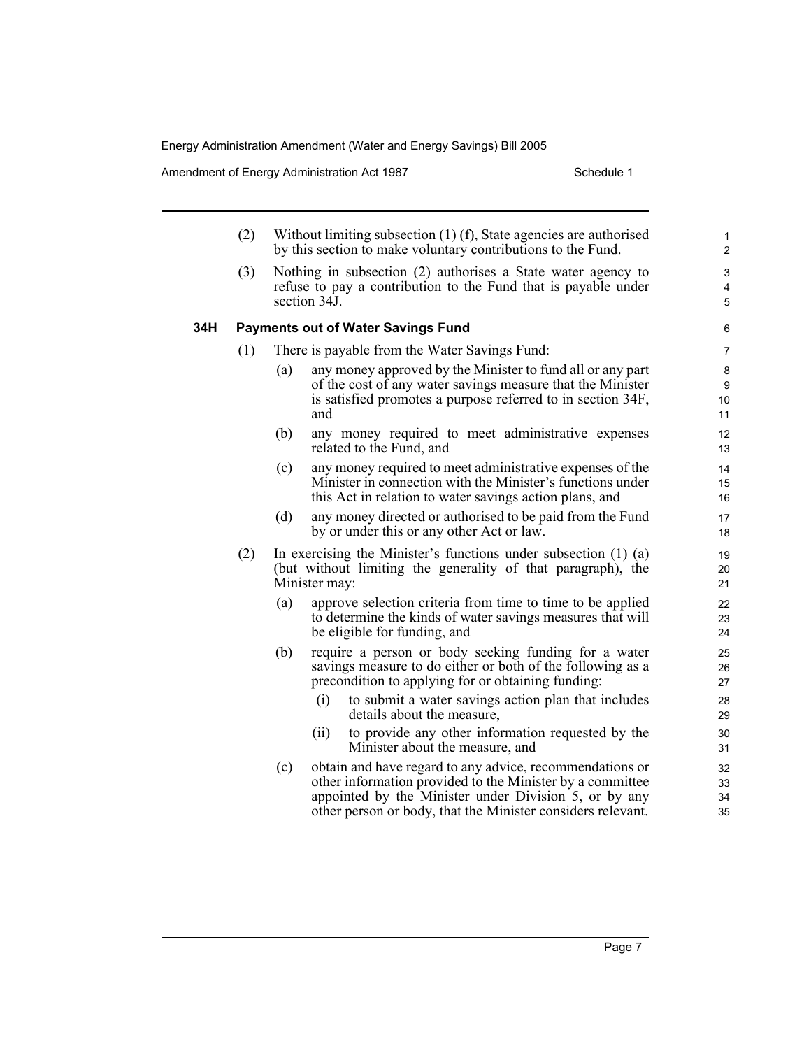(2) Without limiting subsection (1) (f), State agencies are authorised by this section to make voluntary contributions to the Fund.

(3) Nothing in subsection (2) authorises a State water agency to refuse to pay a contribution to the Fund that is payable under section 34J.

### 34H Payments out of Water Savings Fund

(1) There is payable from the Water Savings Fund:

- (a) any money approved by the Minister to fund all or any part of the cost of any water savings measure that the Minister is satisfied promotes a purpose referred to in section 34F, and
- (b) any money required to meet administrative expenses related to the Fund, and
- (c) any money required to meet administrative expenses of the Minister in connection with the Minister's functions under this Act in relation to water savings action plans, and
- (d) any money directed or authorised to be paid from the Fund by or under this or any other Act or law.

(2) In exercising the Minister's functions under subsection (1) (a) (but without limiting the generality of that paragraph), the Minister may:

- (a) approve selection criteria from time to time to be applied to determine the kinds of water savings measures that will be eligible for funding, and
- (b) require a person or body seeking funding for a water savings measure to do either or both of the following as a precondition to applying for or obtaining funding:
  - (i) to submit a water savings action plan that includes details about the measure,
  - (ii) to provide any other information requested by the Minister about the measure, and
- (c) obtain and have regard to any advice, recommendations or other information provided to the Minister by a committee appointed by the Minister under Division 5, or by any other person or body, that the Minister considers relevant.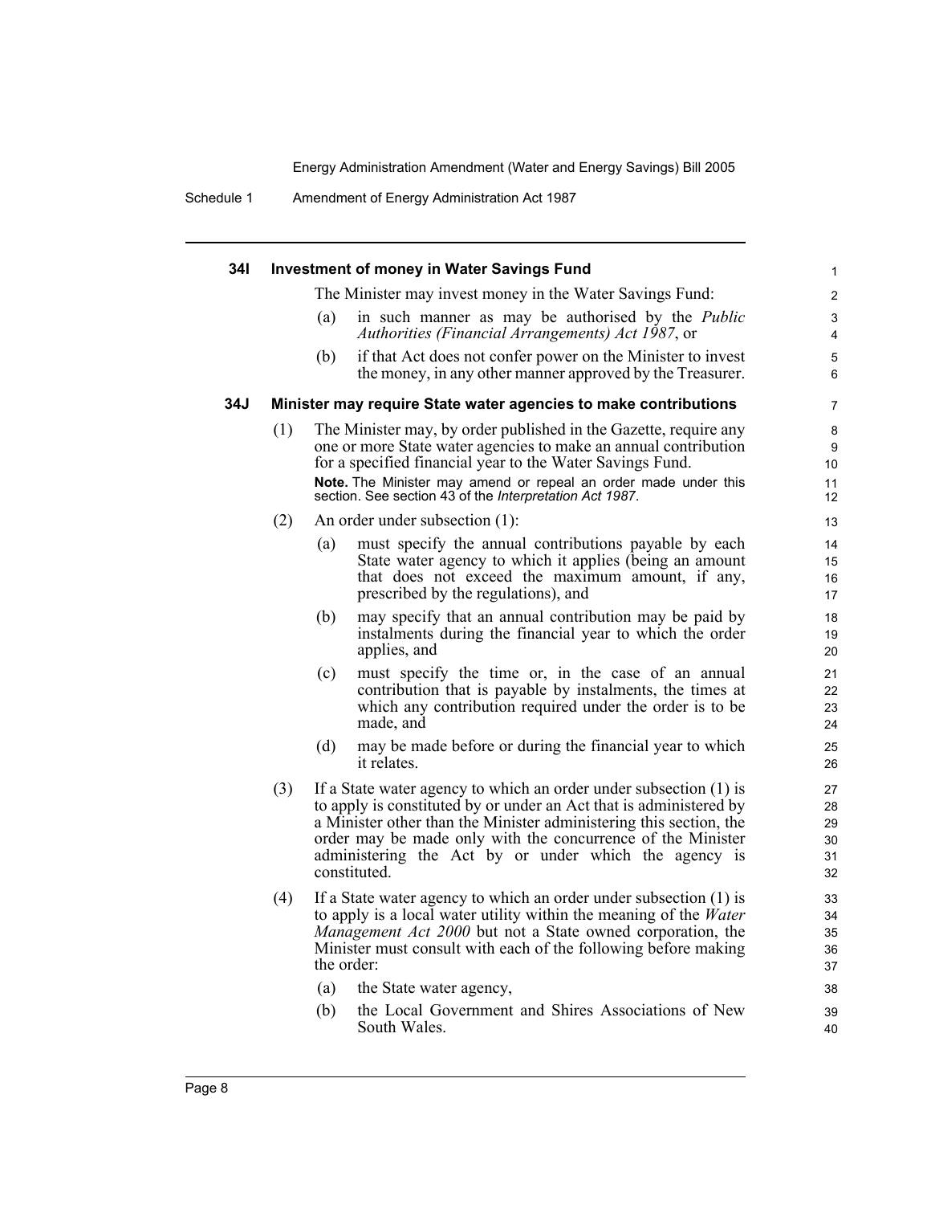### 34I Investment of money in Water Savings Fund

The Minister may invest money in the Water Savings Fund:

(a) in such manner as may be authorised by the *Public Authorities (Financial Arrangements) Act 1987*, or

(b) if that Act does not confer power on the Minister to invest the money, in any other manner approved by the Treasurer.

### 34J Minister may require State water agencies to make contributions

(1) The Minister may, by order published in the Gazette, require any one or more State water agencies to make an annual contribution for a specified financial year to the Water Savings Fund.

**Note.** The Minister may amend or repeal an order made under this section. See section 43 of the *Interpretation Act 1987*.

(2) An order under subsection (1):

(a) must specify the annual contributions payable by each State water agency to which it applies (being an amount that does not exceed the maximum amount, if any, prescribed by the regulations), and

(b) may specify that an annual contribution may be paid by instalments during the financial year to which the order applies, and

(c) must specify the time or, in the case of an annual contribution that is payable by instalments, the times at which any contribution required under the order is to be made, and

(d) may be made before or during the financial year to which it relates.

(3) If a State water agency to which an order under subsection (1) is to apply is constituted by or under an Act that is administered by a Minister other than the Minister administering this section, the order may be made only with the concurrence of the Minister administering the Act by or under which the agency is constituted.

(4) If a State water agency to which an order under subsection (1) is to apply is a local water utility within the meaning of the *Water Management Act 2000* but not a State owned corporation, the Minister must consult with each of the following before making the order:

(a) the State water agency,

(b) the Local Government and Shires Associations of New South Wales.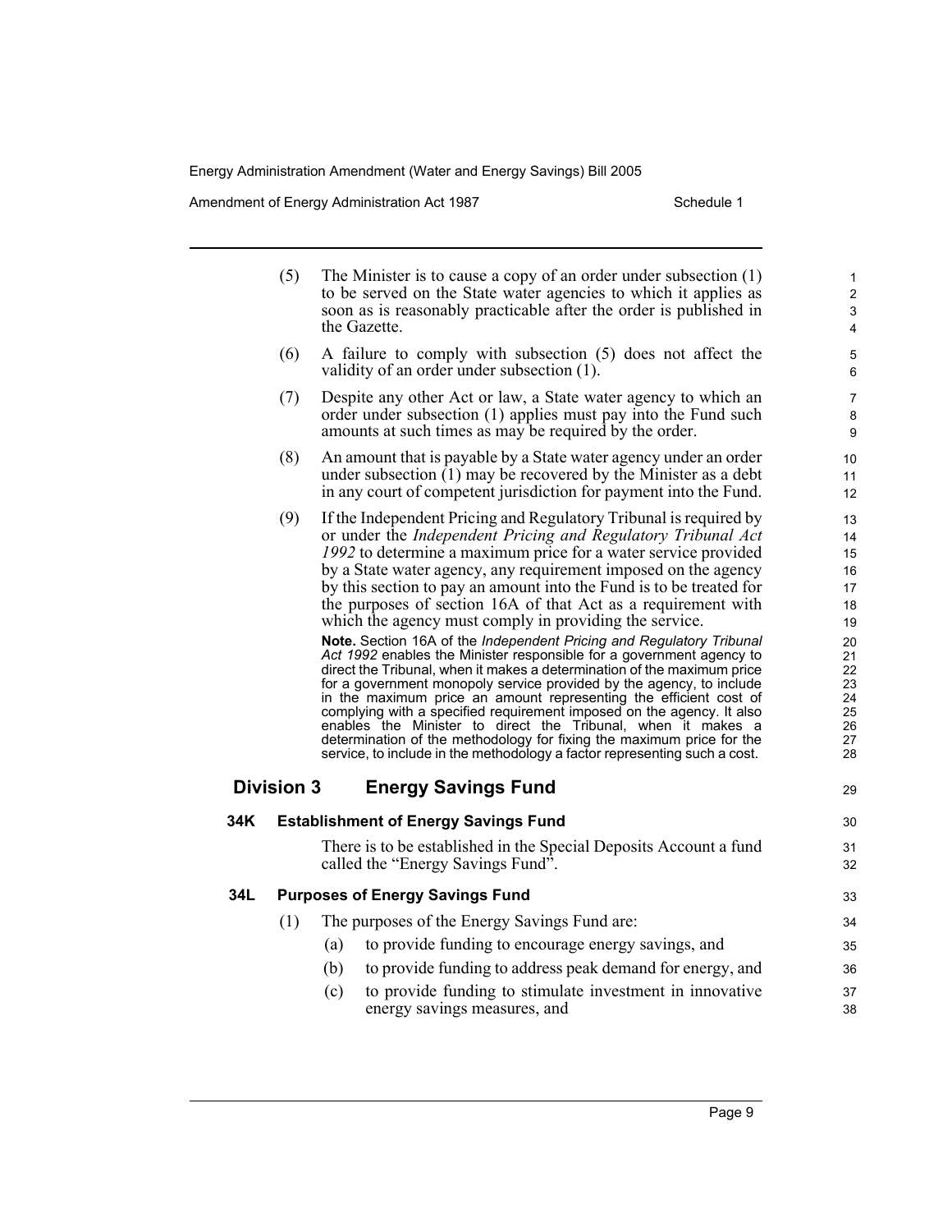(5) The Minister is to cause a copy of an order under subsection (1) to be served on the State water agencies to which it applies as soon as is reasonably practicable after the order is published in the Gazette.

(6) A failure to comply with subsection (5) does not affect the validity of an order under subsection (1).

(7) Despite any other Act or law, a State water agency to which an order under subsection (1) applies must pay into the Fund such amounts at such times as may be required by the order.

(8) An amount that is payable by a State water agency under an order under subsection (1) may be recovered by the Minister as a debt in any court of competent jurisdiction for payment into the Fund.

(9) If the Independent Pricing and Regulatory Tribunal is required by or under the *Independent Pricing and Regulatory Tribunal Act 1992* to determine a maximum price for a water service provided by a State water agency, any requirement imposed on the agency by this section to pay an amount into the Fund is to be treated for the purposes of section 16A of that Act as a requirement with which the agency must comply in providing the service.

**Note.** Section 16A of the *Independent Pricing and Regulatory Tribunal Act 1992* enables the Minister responsible for a government agency to direct the Tribunal, when it makes a determination of the maximum price for a government monopoly service provided by the agency, to include in the maximum price an amount representing the efficient cost of complying with a specified requirement imposed on the agency. It also enables the Minister to direct the Tribunal, when it makes a determination of the methodology for fixing the maximum price for the service, to include in the methodology a factor representing such a cost.

## Division 3 Energy Savings Fund

### 34K Establishment of Energy Savings Fund

There is to be established in the Special Deposits Account a fund called the "Energy Savings Fund".

### 34L Purposes of Energy Savings Fund

(1) The purposes of the Energy Savings Fund are:

(a) to provide funding to encourage energy savings, and

(b) to provide funding to address peak demand for energy, and

(c) to provide funding to stimulate investment in innovative energy savings measures, and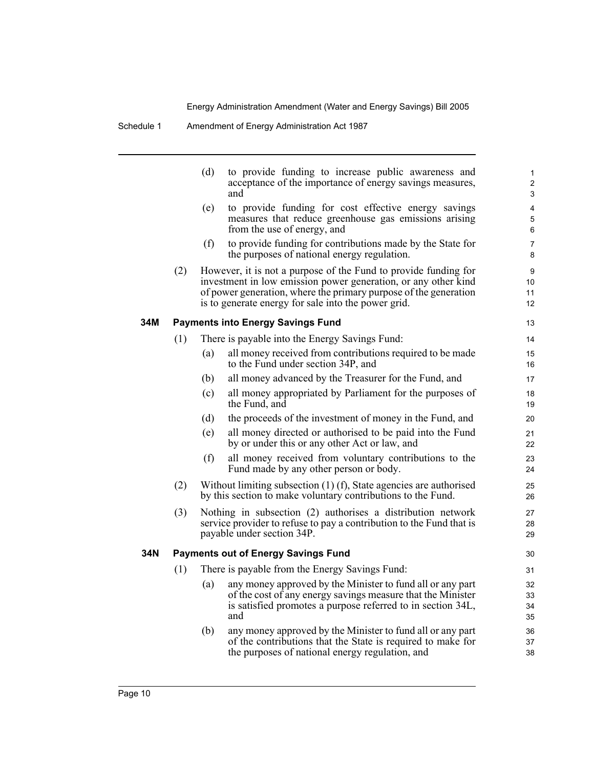(d) to provide funding to increase public awareness and acceptance of the importance of energy savings measures, and

(e) to provide funding for cost effective energy savings measures that reduce greenhouse gas emissions arising from the use of energy, and

(f) to provide funding for contributions made by the State for the purposes of national energy regulation.

(2) However, it is not a purpose of the Fund to provide funding for investment in low emission power generation, or any other kind of power generation, where the primary purpose of the generation is to generate energy for sale into the power grid.

### 34M Payments into Energy Savings Fund

(1) There is payable into the Energy Savings Fund:

(a) all money received from contributions required to be made to the Fund under section 34P, and

(b) all money advanced by the Treasurer for the Fund, and

(c) all money appropriated by Parliament for the purposes of the Fund, and

(d) the proceeds of the investment of money in the Fund, and

(e) all money directed or authorised to be paid into the Fund by or under this or any other Act or law, and

(f) all money received from voluntary contributions to the Fund made by any other person or body.

(2) Without limiting subsection (1) (f), State agencies are authorised by this section to make voluntary contributions to the Fund.

(3) Nothing in subsection (2) authorises a distribution network service provider to refuse to pay a contribution to the Fund that is payable under section 34P.

### 34N Payments out of Energy Savings Fund

(1) There is payable from the Energy Savings Fund:

(a) any money approved by the Minister to fund all or any part of the cost of any energy savings measure that the Minister is satisfied promotes a purpose referred to in section 34L, and

(b) any money approved by the Minister to fund all or any part of the contributions that the State is required to make for the purposes of national energy regulation, and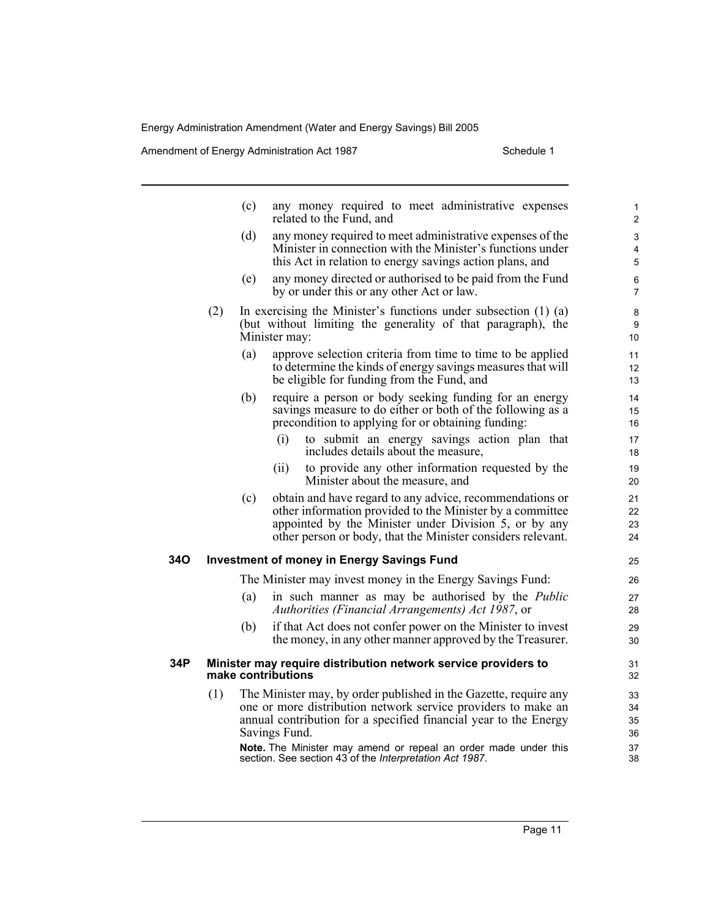(c) any money required to meet administrative expenses related to the Fund, and

(d) any money required to meet administrative expenses of the Minister in connection with the Minister's functions under this Act in relation to energy savings action plans, and

(e) any money directed or authorised to be paid from the Fund by or under this or any other Act or law.

(2) In exercising the Minister's functions under subsection (1) (a) (but without limiting the generality of that paragraph), the Minister may:

(a) approve selection criteria from time to time to be applied to determine the kinds of energy savings measures that will be eligible for funding from the Fund, and

(b) require a person or body seeking funding for an energy savings measure to do either or both of the following as a precondition to applying for or obtaining funding:

(i) to submit an energy savings action plan that includes details about the measure,

(ii) to provide any other information requested by the Minister about the measure, and

(c) obtain and have regard to any advice, recommendations or other information provided to the Minister by a committee appointed by the Minister under Division 5, or by any other person or body, that the Minister considers relevant.

### 34O Investment of money in Energy Savings Fund

The Minister may invest money in the Energy Savings Fund:

(a) in such manner as may be authorised by the *Public Authorities (Financial Arrangements) Act 1987*, or

(b) if that Act does not confer power on the Minister to invest the money, in any other manner approved by the Treasurer.

### 34P Minister may require distribution network service providers to make contributions

(1) The Minister may, by order published in the Gazette, require any one or more distribution network service providers to make an annual contribution for a specified financial year to the Energy Savings Fund.

**Note.** The Minister may amend or repeal an order made under this section. See section 43 of the *Interpretation Act 1987*.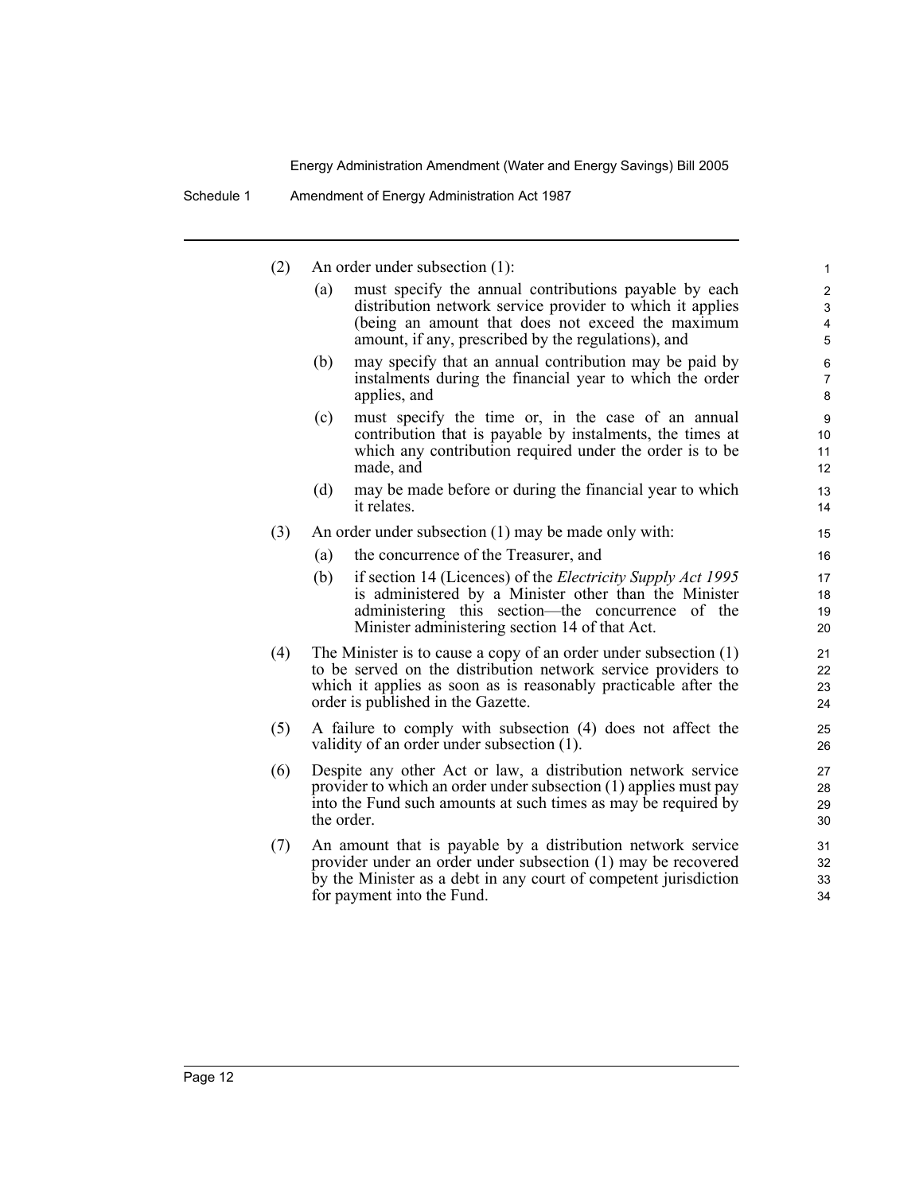(2) An order under subsection (1):

   (a) must specify the annual contributions payable by each distribution network service provider to which it applies (being an amount that does not exceed the maximum amount, if any, prescribed by the regulations), and

   (b) may specify that an annual contribution may be paid by instalments during the financial year to which the order applies, and

   (c) must specify the time or, in the case of an annual contribution that is payable by instalments, the times at which any contribution required under the order is to be made, and

   (d) may be made before or during the financial year to which it relates.

(3) An order under subsection (1) may be made only with:

   (a) the concurrence of the Treasurer, and

   (b) if section 14 (Licences) of the *Electricity Supply Act 1995* is administered by a Minister other than the Minister administering this section—the concurrence of the Minister administering section 14 of that Act.

(4) The Minister is to cause a copy of an order under subsection (1) to be served on the distribution network service providers to which it applies as soon as is reasonably practicable after the order is published in the Gazette.

(5) A failure to comply with subsection (4) does not affect the validity of an order under subsection (1).

(6) Despite any other Act or law, a distribution network service provider to which an order under subsection (1) applies must pay into the Fund such amounts at such times as may be required by the order.

(7) An amount that is payable by a distribution network service provider under an order under subsection (1) may be recovered by the Minister as a debt in any court of competent jurisdiction for payment into the Fund.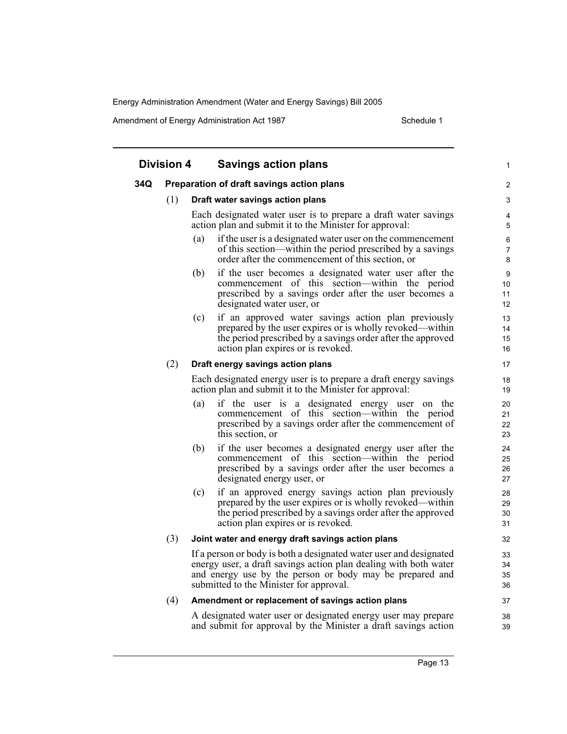## Division 4 Savings action plans

### 34Q Preparation of draft savings action plans

(1) **Draft water savings action plans**

Each designated water user is to prepare a draft water savings action plan and submit it to the Minister for approval:

(a) if the user is a designated water user on the commencement of this section—within the period prescribed by a savings order after the commencement of this section, or

(b) if the user becomes a designated water user after the commencement of this section—within the period prescribed by a savings order after the user becomes a designated water user, or

(c) if an approved water savings action plan previously prepared by the user expires or is wholly revoked—within the period prescribed by a savings order after the approved action plan expires or is revoked.

(2) **Draft energy savings action plans**

Each designated energy user is to prepare a draft energy savings action plan and submit it to the Minister for approval:

(a) if the user is a designated energy user on the commencement of this section—within the period prescribed by a savings order after the commencement of this section, or

(b) if the user becomes a designated energy user after the commencement of this section—within the period prescribed by a savings order after the user becomes a designated energy user, or

(c) if an approved energy savings action plan previously prepared by the user expires or is wholly revoked—within the period prescribed by a savings order after the approved action plan expires or is revoked.

(3) **Joint water and energy draft savings action plans**

If a person or body is both a designated water user and designated energy user, a draft savings action plan dealing with both water and energy use by the person or body may be prepared and submitted to the Minister for approval.

(4) **Amendment or replacement of savings action plans**

A designated water user or designated energy user may prepare and submit for approval by the Minister a draft savings action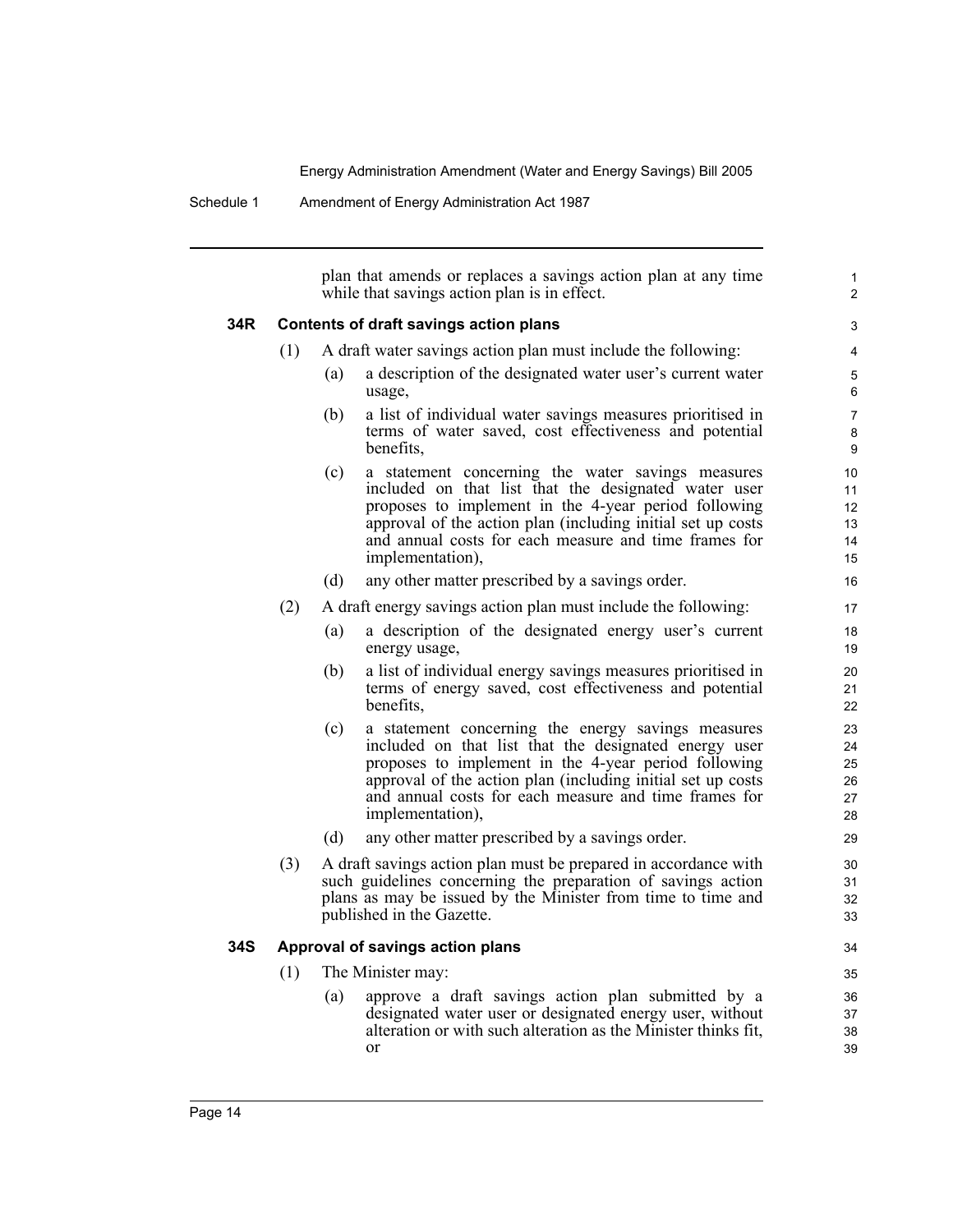plan that amends or replaces a savings action plan at any time while that savings action plan is in effect.

### 34R Contents of draft savings action plans

(1) A draft water savings action plan must include the following:

(a) a description of the designated water user's current water usage,

(b) a list of individual water savings measures prioritised in terms of water saved, cost effectiveness and potential benefits,

(c) a statement concerning the water savings measures included on that list that the designated water user proposes to implement in the 4-year period following approval of the action plan (including initial set up costs and annual costs for each measure and time frames for implementation),

(d) any other matter prescribed by a savings order.

(2) A draft energy savings action plan must include the following:

(a) a description of the designated energy user's current energy usage,

(b) a list of individual energy savings measures prioritised in terms of energy saved, cost effectiveness and potential benefits,

(c) a statement concerning the energy savings measures included on that list that the designated energy user proposes to implement in the 4-year period following approval of the action plan (including initial set up costs and annual costs for each measure and time frames for implementation),

(d) any other matter prescribed by a savings order.

(3) A draft savings action plan must be prepared in accordance with such guidelines concerning the preparation of savings action plans as may be issued by the Minister from time to time and published in the Gazette.

### 34S Approval of savings action plans

(1) The Minister may:

(a) approve a draft savings action plan submitted by a designated water user or designated energy user, without alteration or with such alteration as the Minister thinks fit, or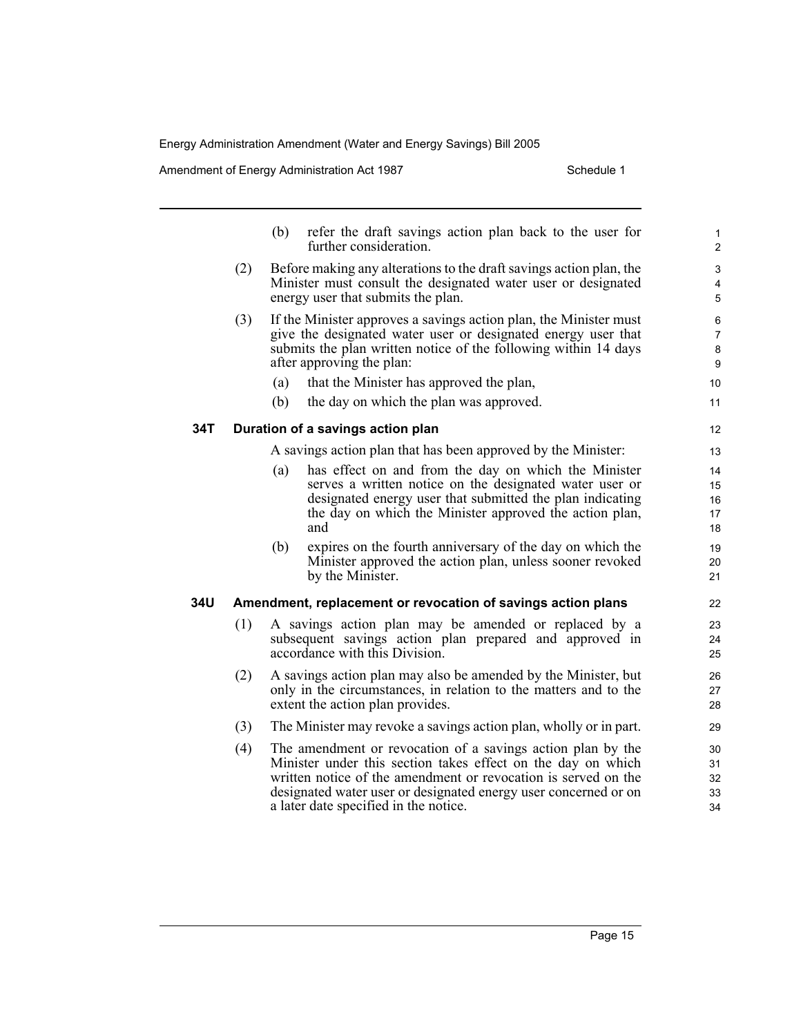(b) refer the draft savings action plan back to the user for further consideration.

(2) Before making any alterations to the draft savings action plan, the Minister must consult the designated water user or designated energy user that submits the plan.

(3) If the Minister approves a savings action plan, the Minister must give the designated water user or designated energy user that submits the plan written notice of the following within 14 days after approving the plan:

(a) that the Minister has approved the plan,

(b) the day on which the plan was approved.

### 34T Duration of a savings action plan

A savings action plan that has been approved by the Minister:

(a) has effect on and from the day on which the Minister serves a written notice on the designated water user or designated energy user that submitted the plan indicating the day on which the Minister approved the action plan, and

(b) expires on the fourth anniversary of the day on which the Minister approved the action plan, unless sooner revoked by the Minister.

### 34U Amendment, replacement or revocation of savings action plans

(1) A savings action plan may be amended or replaced by a subsequent savings action plan prepared and approved in accordance with this Division.

(2) A savings action plan may also be amended by the Minister, but only in the circumstances, in relation to the matters and to the extent the action plan provides.

(3) The Minister may revoke a savings action plan, wholly or in part.

(4) The amendment or revocation of a savings action plan by the Minister under this section takes effect on the day on which written notice of the amendment or revocation is served on the designated water user or designated energy user concerned or on a later date specified in the notice.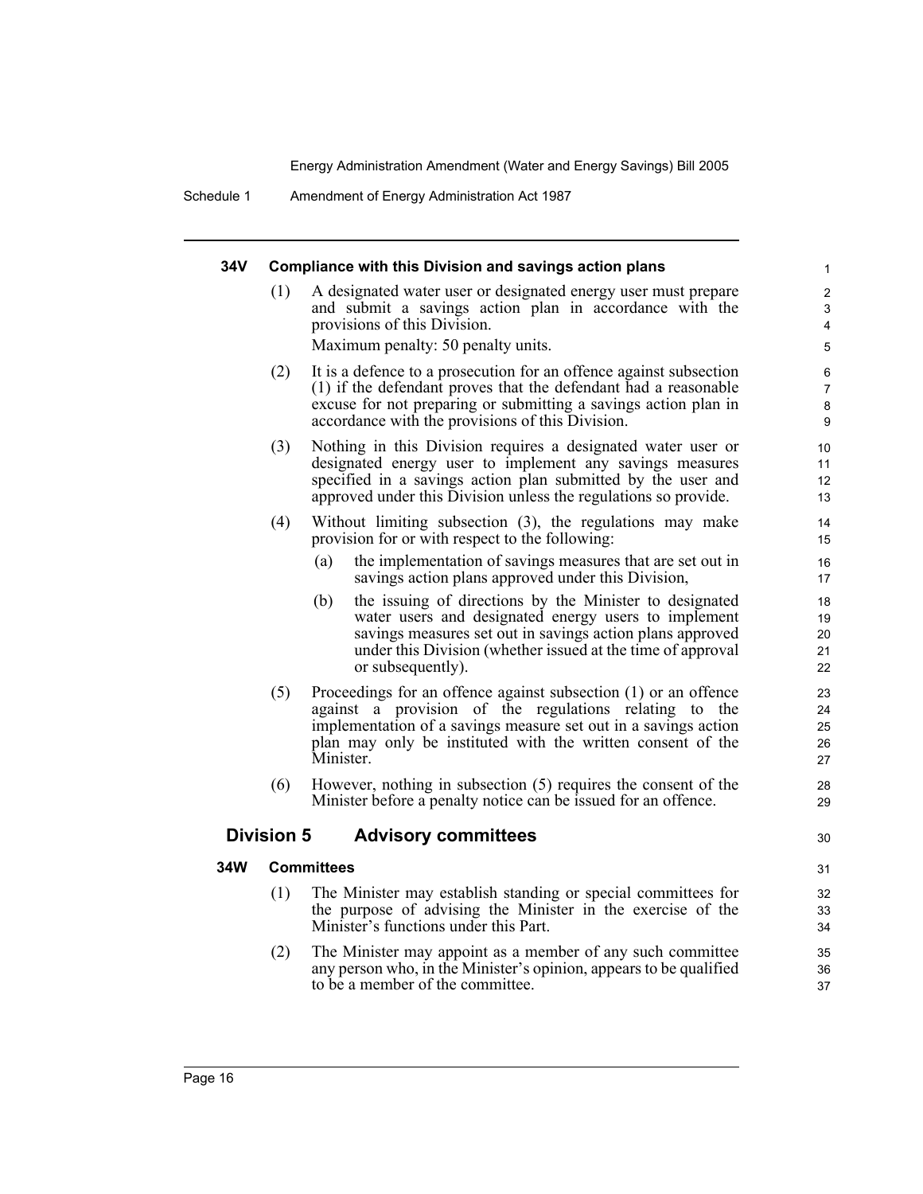### 34V Compliance with this Division and savings action plans

(1) A designated water user or designated energy user must prepare and submit a savings action plan in accordance with the provisions of this Division.

Maximum penalty: 50 penalty units.

(2) It is a defence to a prosecution for an offence against subsection (1) if the defendant proves that the defendant had a reasonable excuse for not preparing or submitting a savings action plan in accordance with the provisions of this Division.

(3) Nothing in this Division requires a designated water user or designated energy user to implement any savings measures specified in a savings action plan submitted by the user and approved under this Division unless the regulations so provide.

(4) Without limiting subsection (3), the regulations may make provision for or with respect to the following:

- (a) the implementation of savings measures that are set out in savings action plans approved under this Division,
- (b) the issuing of directions by the Minister to designated water users and designated energy users to implement savings measures set out in savings action plans approved under this Division (whether issued at the time of approval or subsequently).

(5) Proceedings for an offence against subsection (1) or an offence against a provision of the regulations relating to the implementation of a savings measure set out in a savings action plan may only be instituted with the written consent of the Minister.

(6) However, nothing in subsection (5) requires the consent of the Minister before a penalty notice can be issued for an offence.

## Division 5 Advisory committees

### 34W Committees

(1) The Minister may establish standing or special committees for the purpose of advising the Minister in the exercise of the Minister's functions under this Part.

(2) The Minister may appoint as a member of any such committee any person who, in the Minister's opinion, appears to be qualified to be a member of the committee.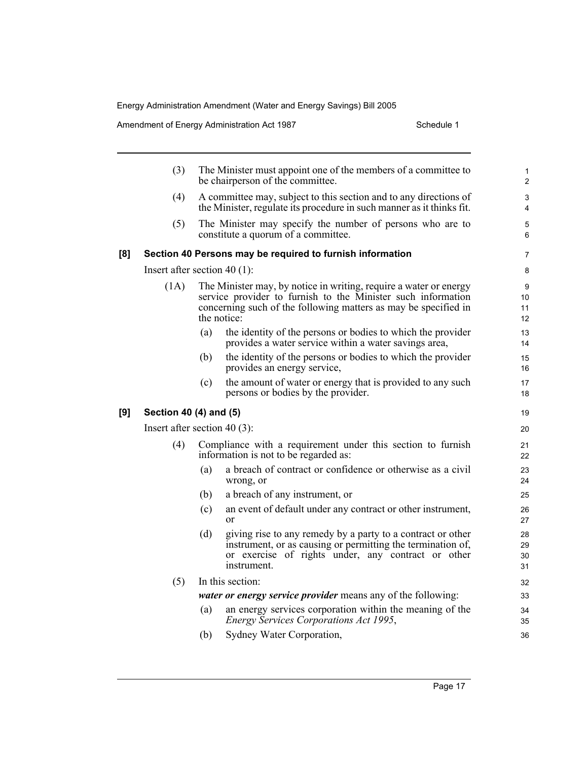(3) The Minister must appoint one of the members of a committee to be chairperson of the committee.

(4) A committee may, subject to this section and to any directions of the Minister, regulate its procedure in such manner as it thinks fit.

(5) The Minister may specify the number of persons who are to constitute a quorum of a committee.

### [8] Section 40 Persons may be required to furnish information

Insert after section 40 (1):

(1A) The Minister may, by notice in writing, require a water or energy service provider to furnish to the Minister such information concerning such of the following matters as may be specified in the notice:

- (a) the identity of the persons or bodies to which the provider provides a water service within a water savings area,
- (b) the identity of the persons or bodies to which the provider provides an energy service,
- (c) the amount of water or energy that is provided to any such persons or bodies by the provider.

### [9] Section 40 (4) and (5)

Insert after section 40 (3):

(4) Compliance with a requirement under this section to furnish information is not to be regarded as:

- (a) a breach of contract or confidence or otherwise as a civil wrong, or
- (b) a breach of any instrument, or
- (c) an event of default under any contract or other instrument, or
- (d) giving rise to any remedy by a party to a contract or other instrument, or as causing or permitting the termination of, or exercise of rights under, any contract or other instrument.

(5) In this section:

***water or energy service provider*** means any of the following:

- (a) an energy services corporation within the meaning of the *Energy Services Corporations Act 1995*,
- (b) Sydney Water Corporation,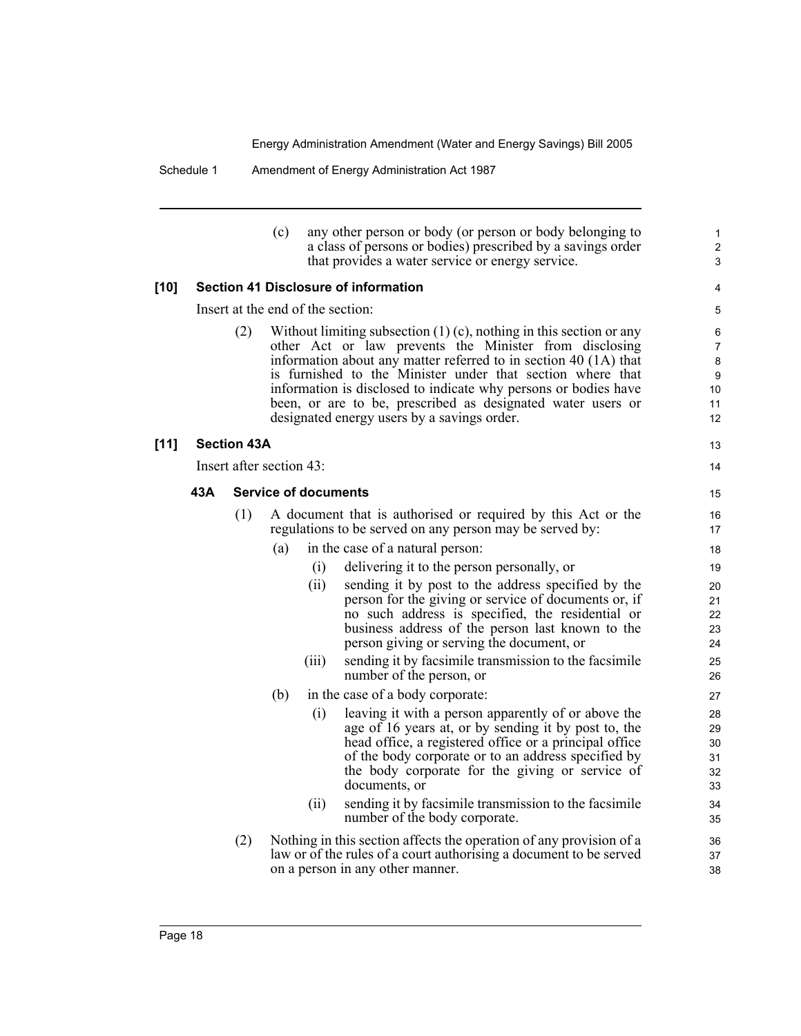(c) any other person or body (or person or body belonging to a class of persons or bodies) prescribed by a savings order that provides a water service or energy service.

**[10] Section 41 Disclosure of information**

Insert at the end of the section:

(2) Without limiting subsection (1) (c), nothing in this section or any other Act or law prevents the Minister from disclosing information about any matter referred to in section 40 (1A) that is furnished to the Minister under that section where that information is disclosed to indicate why persons or bodies have been, or are to be, prescribed as designated water users or designated energy users by a savings order.

**[11] Section 43A**

Insert after section 43:

**43A Service of documents**

(1) A document that is authorised or required by this Act or the regulations to be served on any person may be served by:

(a) in the case of a natural person:

(i) delivering it to the person personally, or

(ii) sending it by post to the address specified by the person for the giving or service of documents or, if no such address is specified, the residential or business address of the person last known to the person giving or serving the document, or

(iii) sending it by facsimile transmission to the facsimile number of the person, or

(b) in the case of a body corporate:

(i) leaving it with a person apparently of or above the age of 16 years at, or by sending it by post to, the head office, a registered office or a principal office of the body corporate or to an address specified by the body corporate for the giving or service of documents, or

(ii) sending it by facsimile transmission to the facsimile number of the body corporate.

(2) Nothing in this section affects the operation of any provision of a law or of the rules of a court authorising a document to be served on a person in any other manner.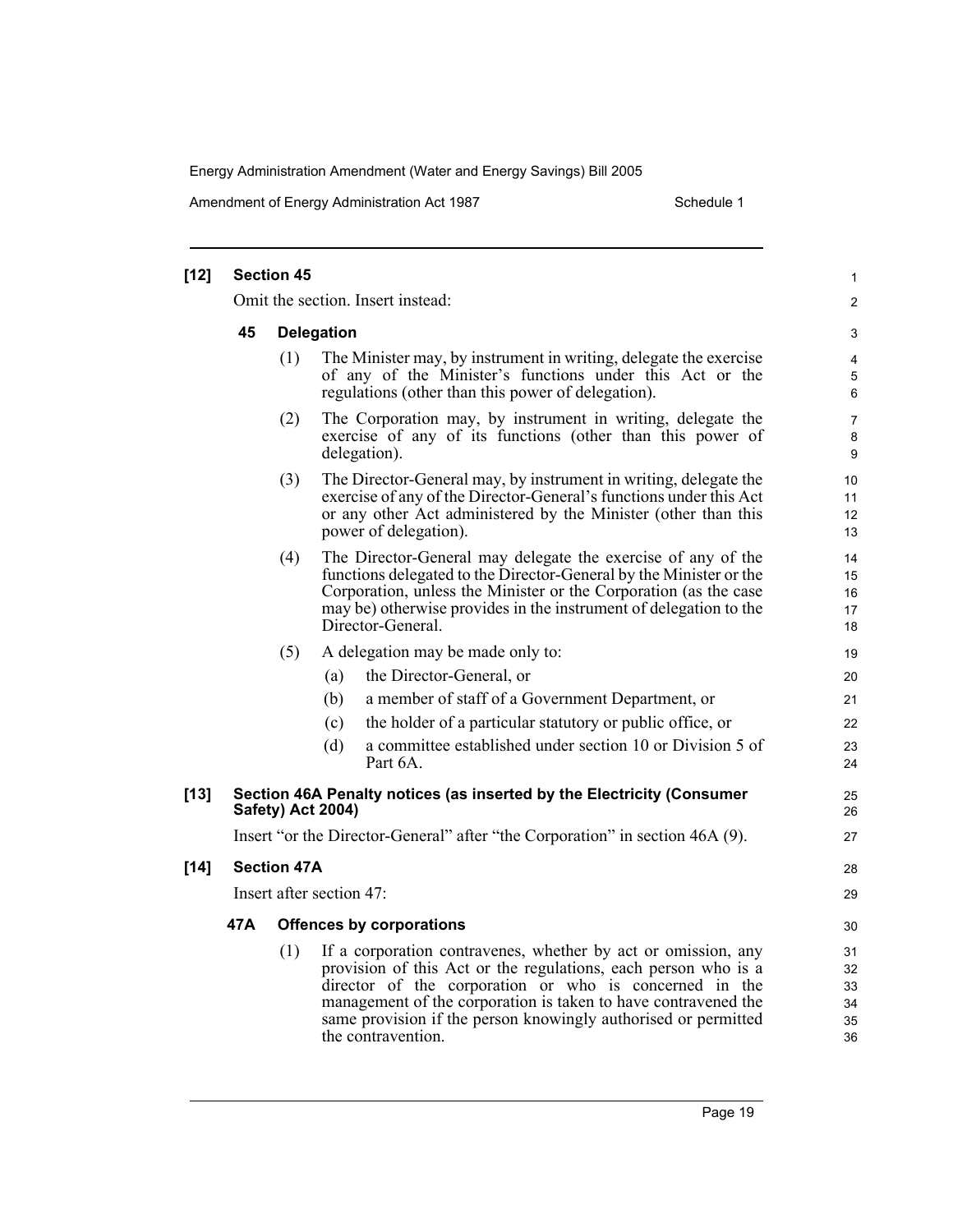**[12] Section 45**

Omit the section. Insert instead:

**45 Delegation**

(1) The Minister may, by instrument in writing, delegate the exercise of any of the Minister's functions under this Act or the regulations (other than this power of delegation).

(2) The Corporation may, by instrument in writing, delegate the exercise of any of its functions (other than this power of delegation).

(3) The Director-General may, by instrument in writing, delegate the exercise of any of the Director-General's functions under this Act or any other Act administered by the Minister (other than this power of delegation).

(4) The Director-General may delegate the exercise of any of the functions delegated to the Director-General by the Minister or the Corporation, unless the Minister or the Corporation (as the case may be) otherwise provides in the instrument of delegation to the Director-General.

(5) A delegation may be made only to:

(a) the Director-General, or

(b) a member of staff of a Government Department, or

(c) the holder of a particular statutory or public office, or

(d) a committee established under section 10 or Division 5 of Part 6A.

**[13] Section 46A Penalty notices (as inserted by the Electricity (Consumer Safety) Act 2004)**

Insert "or the Director-General" after "the Corporation" in section 46A (9).

**[14] Section 47A**

Insert after section 47:

**47A Offences by corporations**

(1) If a corporation contravenes, whether by act or omission, any provision of this Act or the regulations, each person who is a director of the corporation or who is concerned in the management of the corporation is taken to have contravened the same provision if the person knowingly authorised or permitted the contravention.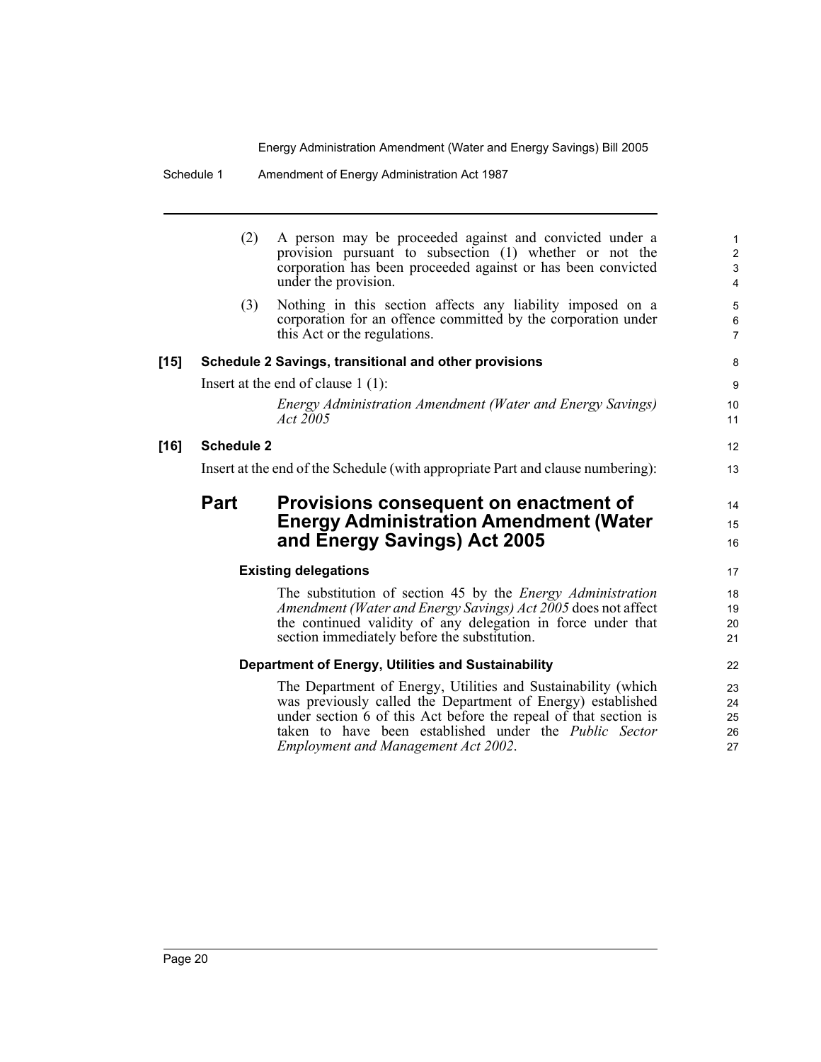(2) A person may be proceeded against and convicted under a provision pursuant to subsection (1) whether or not the corporation has been proceeded against or has been convicted under the provision.

(3) Nothing in this section affects any liability imposed on a corporation for an offence committed by the corporation under this Act or the regulations.

**[15] Schedule 2 Savings, transitional and other provisions**

Insert at the end of clause 1 (1):

*Energy Administration Amendment (Water and Energy Savings) Act 2005*

**[16] Schedule 2**

Insert at the end of the Schedule (with appropriate Part and clause numbering):

## Part Provisions consequent on enactment of Energy Administration Amendment (Water and Energy Savings) Act 2005

### Existing delegations

The substitution of section 45 by the *Energy Administration Amendment (Water and Energy Savings) Act 2005* does not affect the continued validity of any delegation in force under that section immediately before the substitution.

### Department of Energy, Utilities and Sustainability

The Department of Energy, Utilities and Sustainability (which was previously called the Department of Energy) established under section 6 of this Act before the repeal of that section is taken to have been established under the *Public Sector Employment and Management Act 2002*.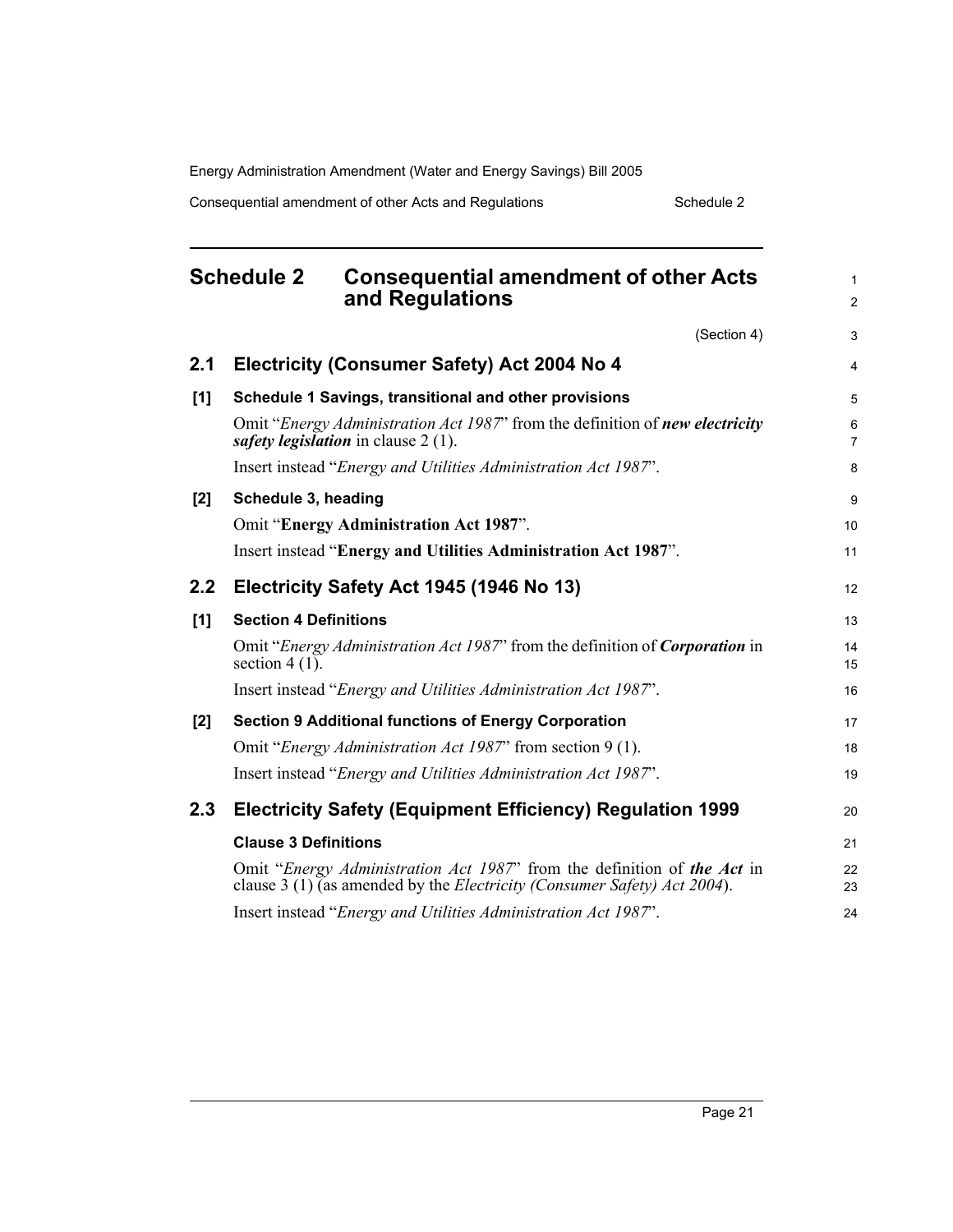# Schedule 2 Consequential amendment of other Acts and Regulations

(Section 4)

## 2.1 Electricity (Consumer Safety) Act 2004 No 4

### [1] Schedule 1 Savings, transitional and other provisions

Omit "*Energy Administration Act 1987*" from the definition of ***new electricity safety legislation*** in clause 2 (1).

Insert instead "*Energy and Utilities Administration Act 1987*".

### [2] Schedule 3, heading

Omit "**Energy Administration Act 1987**".

Insert instead "**Energy and Utilities Administration Act 1987**".

## 2.2 Electricity Safety Act 1945 (1946 No 13)

### [1] Section 4 Definitions

Omit "*Energy Administration Act 1987*" from the definition of ***Corporation*** in section 4 (1).

Insert instead "*Energy and Utilities Administration Act 1987*".

### [2] Section 9 Additional functions of Energy Corporation

Omit "*Energy Administration Act 1987*" from section 9 (1).

Insert instead "*Energy and Utilities Administration Act 1987*".

## 2.3 Electricity Safety (Equipment Efficiency) Regulation 1999

### Clause 3 Definitions

Omit "*Energy Administration Act 1987*" from the definition of ***the Act*** in clause 3 (1) (as amended by the *Electricity (Consumer Safety) Act 2004*).

Insert instead "*Energy and Utilities Administration Act 1987*".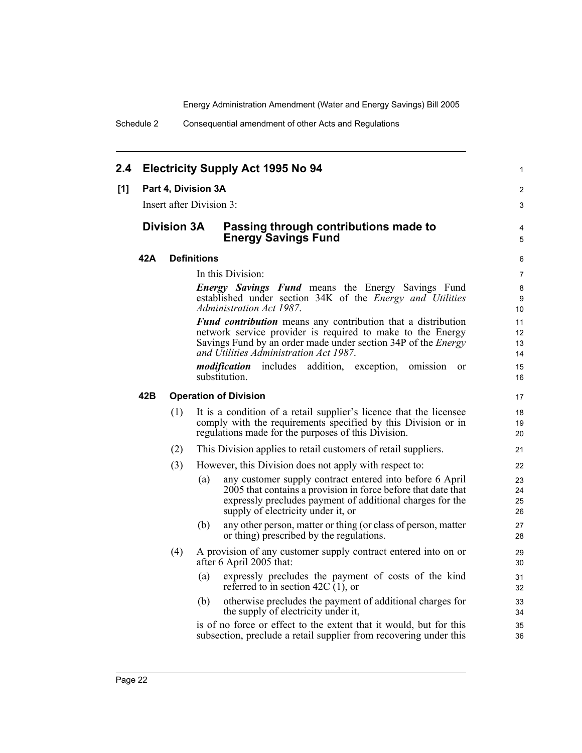## 2.4 Electricity Supply Act 1995 No 94

### [1] Part 4, Division 3A

Insert after Division 3:

### Division 3A Passing through contributions made to Energy Savings Fund

#### 42A Definitions

In this Division:

***Energy Savings Fund*** means the Energy Savings Fund established under section 34K of the *Energy and Utilities Administration Act 1987*.

***Fund contribution*** means any contribution that a distribution network service provider is required to make to the Energy Savings Fund by an order made under section 34P of the *Energy and Utilities Administration Act 1987*.

***modification*** includes addition, exception, omission or substitution.

#### 42B Operation of Division

(1) It is a condition of a retail supplier's licence that the licensee comply with the requirements specified by this Division or in regulations made for the purposes of this Division.

(2) This Division applies to retail customers of retail suppliers.

(3) However, this Division does not apply with respect to:

(a) any customer supply contract entered into before 6 April 2005 that contains a provision in force before that date that expressly precludes payment of additional charges for the supply of electricity under it, or

(b) any other person, matter or thing (or class of person, matter or thing) prescribed by the regulations.

(4) A provision of any customer supply contract entered into on or after 6 April 2005 that:

(a) expressly precludes the payment of costs of the kind referred to in section 42C (1), or

(b) otherwise precludes the payment of additional charges for the supply of electricity under it,

is of no force or effect to the extent that it would, but for this subsection, preclude a retail supplier from recovering under this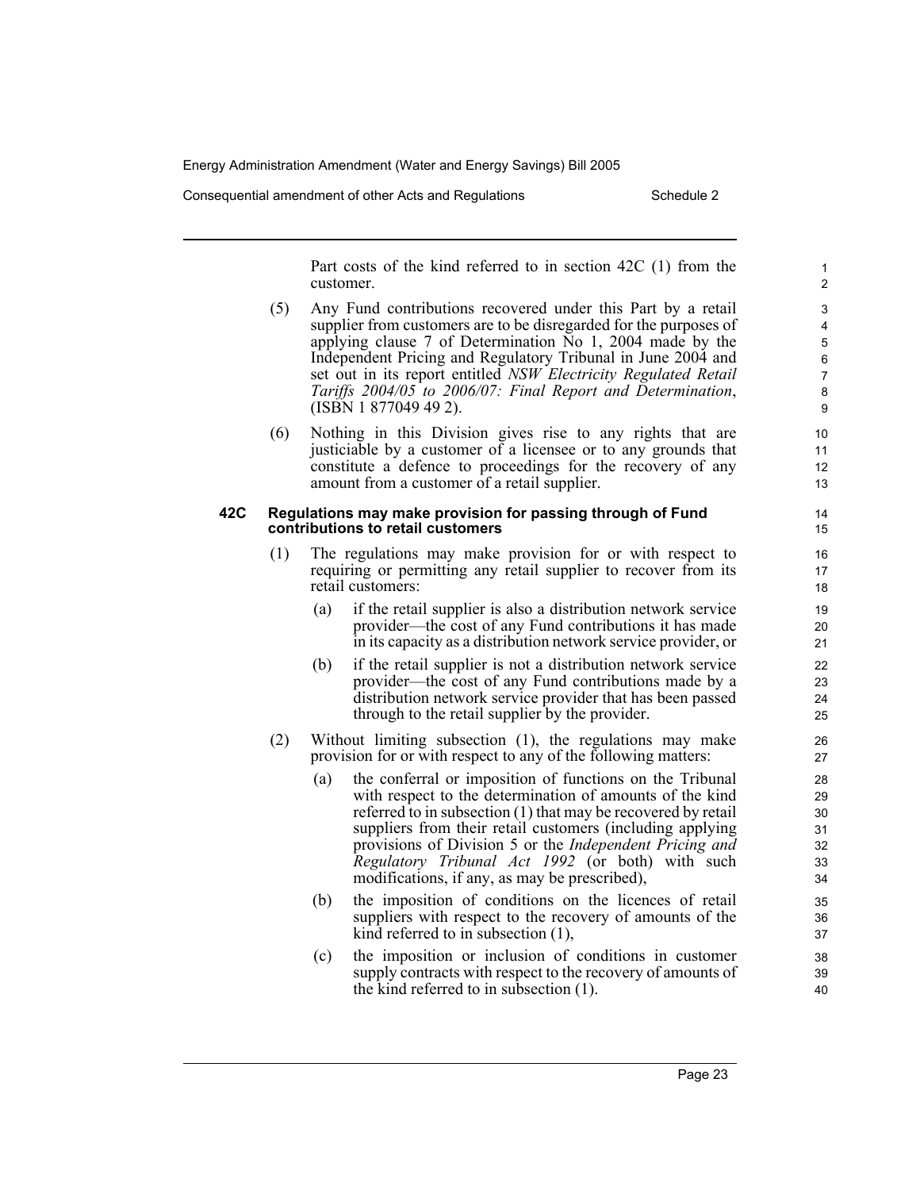Part costs of the kind referred to in section 42C (1) from the customer.

(5) Any Fund contributions recovered under this Part by a retail supplier from customers are to be disregarded for the purposes of applying clause 7 of Determination No 1, 2004 made by the Independent Pricing and Regulatory Tribunal in June 2004 and set out in its report entitled *NSW Electricity Regulated Retail Tariffs 2004/05 to 2006/07: Final Report and Determination*, (ISBN 1 877049 49 2).

(6) Nothing in this Division gives rise to any rights that are justiciable by a customer of a licensee or to any grounds that constitute a defence to proceedings for the recovery of any amount from a customer of a retail supplier.

### 42C Regulations may make provision for passing through of Fund contributions to retail customers

(1) The regulations may make provision for or with respect to requiring or permitting any retail supplier to recover from its retail customers:

(a) if the retail supplier is also a distribution network service provider—the cost of any Fund contributions it has made in its capacity as a distribution network service provider, or

(b) if the retail supplier is not a distribution network service provider—the cost of any Fund contributions made by a distribution network service provider that has been passed through to the retail supplier by the provider.

(2) Without limiting subsection (1), the regulations may make provision for or with respect to any of the following matters:

(a) the conferral or imposition of functions on the Tribunal with respect to the determination of amounts of the kind referred to in subsection (1) that may be recovered by retail suppliers from their retail customers (including applying provisions of Division 5 or the *Independent Pricing and Regulatory Tribunal Act 1992* (or both) with such modifications, if any, as may be prescribed),

(b) the imposition of conditions on the licences of retail suppliers with respect to the recovery of amounts of the kind referred to in subsection (1),

(c) the imposition or inclusion of conditions in customer supply contracts with respect to the recovery of amounts of the kind referred to in subsection (1).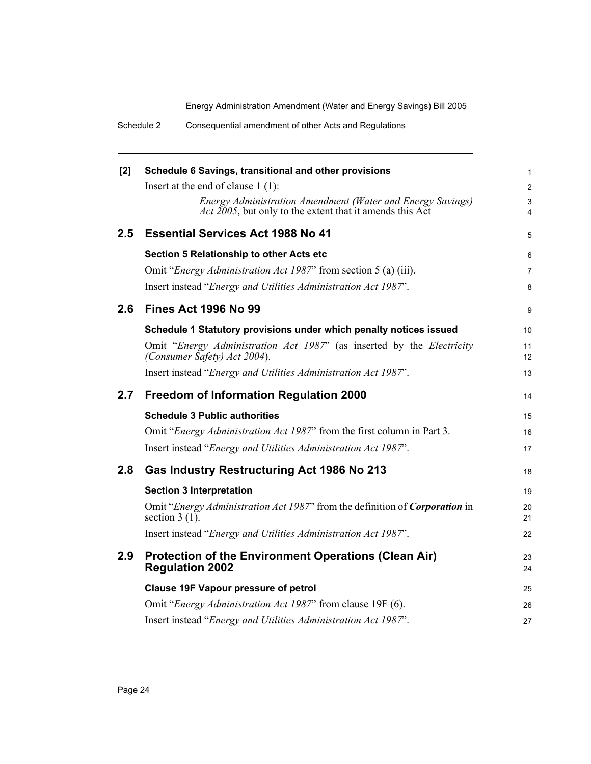**[2] Schedule 6 Savings, transitional and other provisions**

Insert at the end of clause 1 (1):

> *Energy Administration Amendment (Water and Energy Savings) Act 2005*, but only to the extent that it amends this Act

## 2.5 Essential Services Act 1988 No 41

**Section 5 Relationship to other Acts etc**

Omit "*Energy Administration Act 1987*" from section 5 (a) (iii).

Insert instead "*Energy and Utilities Administration Act 1987*".

## 2.6 Fines Act 1996 No 99

**Schedule 1 Statutory provisions under which penalty notices issued**

Omit "*Energy Administration Act 1987*" (as inserted by the *Electricity (Consumer Safety) Act 2004*).

Insert instead "*Energy and Utilities Administration Act 1987*".

## 2.7 Freedom of Information Regulation 2000

**Schedule 3 Public authorities**

Omit "*Energy Administration Act 1987*" from the first column in Part 3.

Insert instead "*Energy and Utilities Administration Act 1987*".

## 2.8 Gas Industry Restructuring Act 1986 No 213

**Section 3 Interpretation**

Omit "*Energy Administration Act 1987*" from the definition of ***Corporation*** in section 3 (1).

Insert instead "*Energy and Utilities Administration Act 1987*".

## 2.9 Protection of the Environment Operations (Clean Air) Regulation 2002

**Clause 19F Vapour pressure of petrol**

Omit "*Energy Administration Act 1987*" from clause 19F (6).

Insert instead "*Energy and Utilities Administration Act 1987*".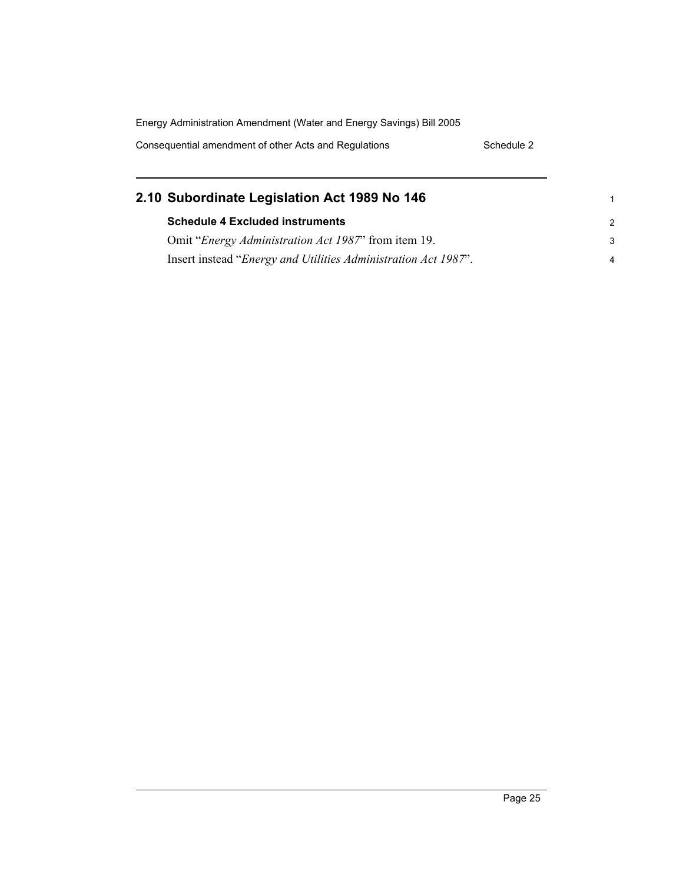## 2.10 Subordinate Legislation Act 1989 No 146

**Schedule 4 Excluded instruments**

Omit "*Energy Administration Act 1987*" from item 19.

Insert instead "*Energy and Utilities Administration Act 1987*".